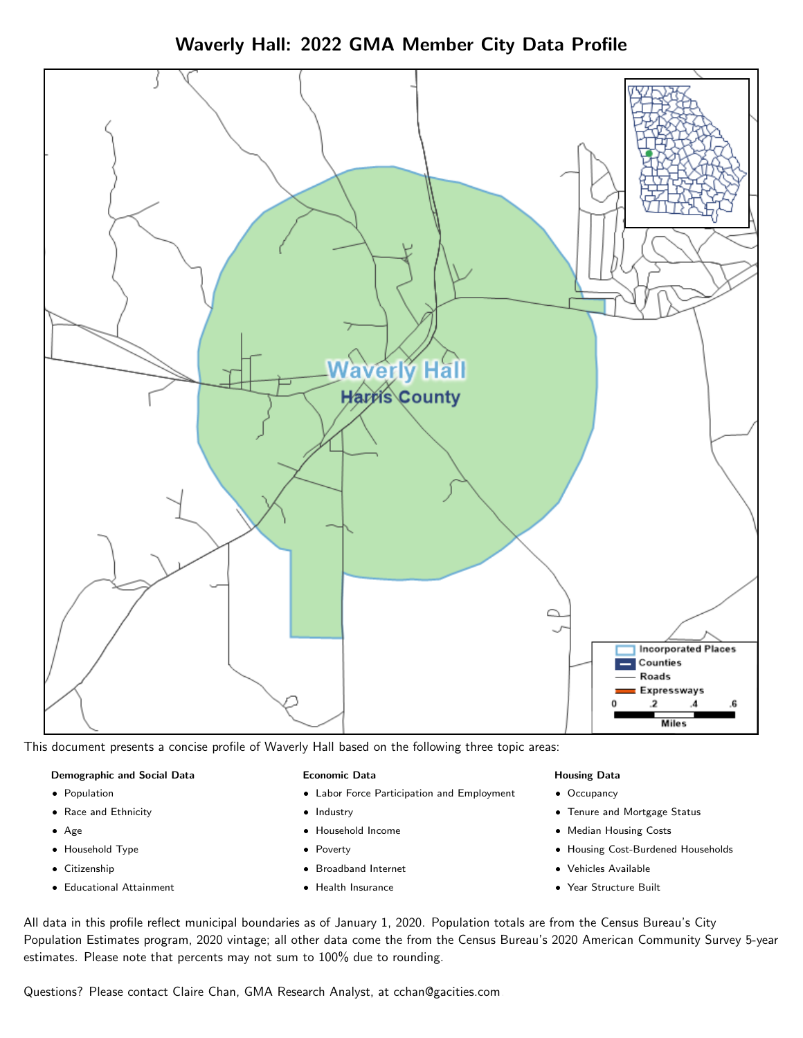# Waverly Hall: 2022 GMA Member City Data Profile

This document presents a concise profile of Waverly Hall based on the following three topic areas:

**Demographic and Social Data**

- Population
- Race and Ethnicity
- Age
- Household Type
- Citizenship
- Educational Attainment

**Economic Data**

- Labor Force Participation and Employment
- Industry
- Household Income
- Poverty
- Broadband Internet
- Health Insurance

**Housing Data**

- Occupancy
- Tenure and Mortgage Status
- Median Housing Costs
- Housing Cost-Burdened Households
- Vehicles Available
- Year Structure Built

All data in this profile reflect municipal boundaries as of January 1, 2020. Population totals are from the Census Bureau's City Population Estimates program, 2020 vintage; all other data come the from the Census Bureau's 2020 American Community Survey 5-year estimates. Please note that percents may not sum to 100% due to rounding.

Questions? Please contact Claire Chan, GMA Research Analyst, at cchan@gacities.com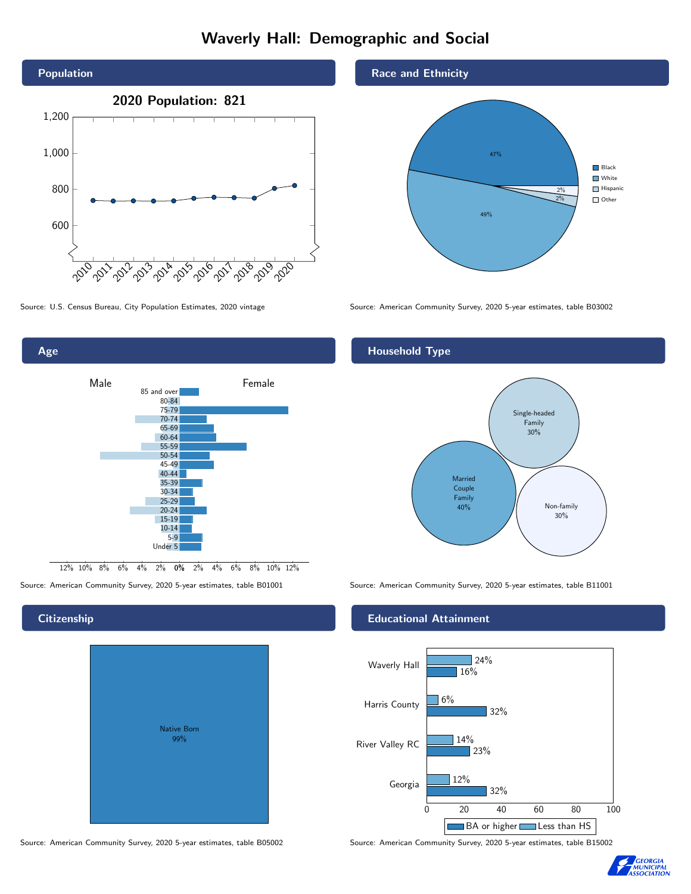# Waverly Hall: Demographic and Social

## Population

2020 Population: 821

Source: U.S. Census Bureau, City Population Estimates, 2020 vintage

## Race and Ethnicity

| Race/Ethnicity | Percent |
|---|---|
| Black | 47% |
| White | 49% |
| Hispanic | 2% |
| Other | 2% |

Source: American Community Survey, 2020 5-year estimates, table B03002

## Age

Source: American Community Survey, 2020 5-year estimates, table B01001

## Household Type

| Household Type | Percent |
|---|---|
| Married Couple Family | 40% |
| Single-headed Family | 30% |
| Non-family | 30% |

Source: American Community Survey, 2020 5-year estimates, table B11001

## Citizenship

Native Born 99%

Source: American Community Survey, 2020 5-year estimates, table B05002

## Educational Attainment

| Area | Less than HS | BA or higher |
|---|---|---|
| Waverly Hall | 24% | 16% |
| Harris County | 6% | 32% |
| River Valley RC | 14% | 23% |
| Georgia | 12% | 32% |

Source: American Community Survey, 2020 5-year estimates, table B15002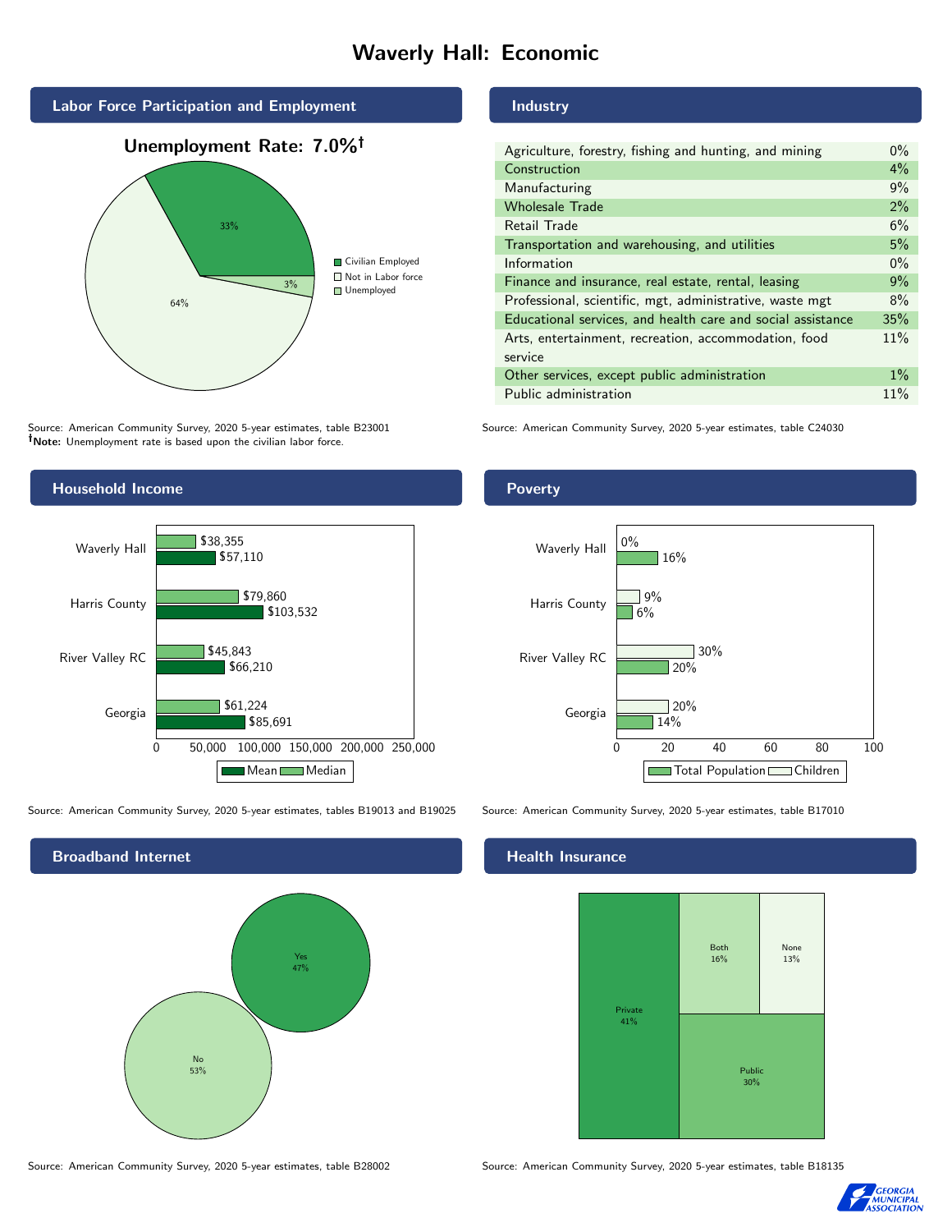# Waverly Hall: Economic

## Labor Force Participation and Employment

**Unemployment Rate: 7.0%†**

| Category | Percent |
|---|---|
| Civilian Employed | 33% |
| Not in Labor force | 64% |
| Unemployed | 3% |

Source: American Community Survey, 2020 5-year estimates, table B23001
**†Note:** Unemployment rate is based upon the civilian labor force.

## Industry

| Industry | Percent |
|---|---|
| Agriculture, forestry, fishing and hunting, and mining | 0% |
| Construction | 4% |
| Manufacturing | 9% |
| Wholesale Trade | 2% |
| Retail Trade | 6% |
| Transportation and warehousing, and utilities | 5% |
| Information | 0% |
| Finance and insurance, real estate, rental, leasing | 9% |
| Professional, scientific, mgt, administrative, waste mgt | 8% |
| Educational services, and health care and social assistance | 35% |
| Arts, entertainment, recreation, accommodation, food service | 11% |
| Other services, except public administration | 1% |
| Public administration | 11% |

Source: American Community Survey, 2020 5-year estimates, table C24030

## Household Income

| Area | Median | Mean |
|---|---|---|
| Waverly Hall | $38,355 | $57,110 |
| Harris County | $79,860 | $103,532 |
| River Valley RC | $45,843 | $66,210 |
| Georgia | $61,224 | $85,691 |

Source: American Community Survey, 2020 5-year estimates, tables B19013 and B19025

## Poverty

| Area | Children | Total Population |
|---|---|---|
| Waverly Hall | 0% | 16% |
| Harris County | 9% | 6% |
| River Valley RC | 30% | 20% |
| Georgia | 20% | 14% |

Source: American Community Survey, 2020 5-year estimates, table B17010

## Broadband Internet

| Response | Percent |
|---|---|
| Yes | 47% |
| No | 53% |

Source: American Community Survey, 2020 5-year estimates, table B28002

## Health Insurance

| Type | Percent |
|---|---|
| Private | 41% |
| Public | 30% |
| Both | 16% |
| None | 13% |

Source: American Community Survey, 2020 5-year estimates, table B18135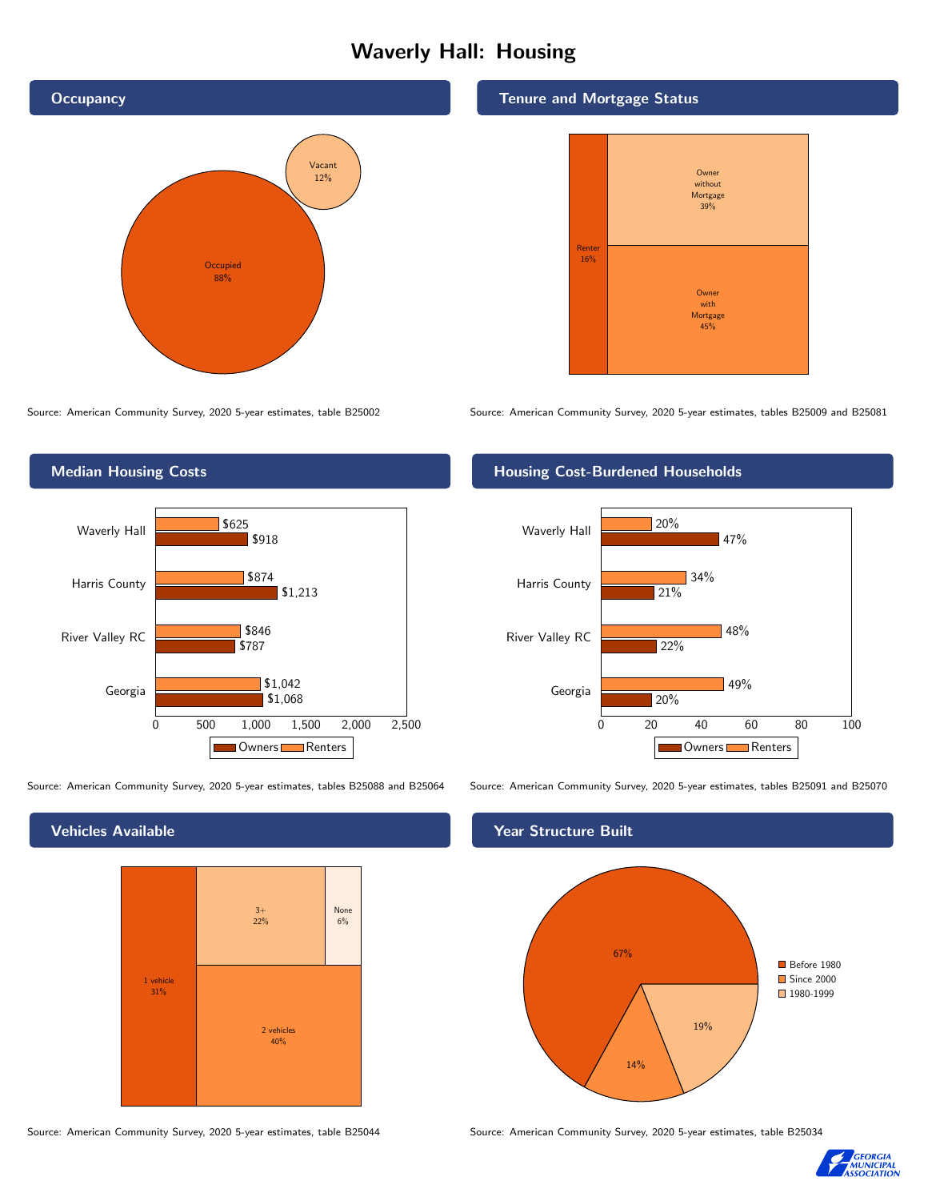# Waverly Hall: Housing

## Occupancy

Vacant
12%

Occupied
88%

Source: American Community Survey, 2020 5-year estimates, table B25002

## Tenure and Mortgage Status

Renter
16%

Owner without Mortgage
39%

Owner with Mortgage
45%

Source: American Community Survey, 2020 5-year estimates, tables B25009 and B25081

## Median Housing Costs

Waverly Hall
$625
$918

Harris County
$874
$1,213

River Valley RC
$846
$787

Georgia
$1,042
$1,068

0 500 1,000 1,500 2,000 2,500

Owners Renters

Source: American Community Survey, 2020 5-year estimates, tables B25088 and B25064

## Housing Cost-Burdened Households

Waverly Hall
20%
47%

Harris County
34%
21%

River Valley RC
48%
22%

Georgia
49%
20%

0 20 40 60 80 100

Owners Renters

Source: American Community Survey, 2020 5-year estimates, tables B25091 and B25070

## Vehicles Available

1 vehicle
31%

3+
22%

None
6%

2 vehicles
40%

Source: American Community Survey, 2020 5-year estimates, table B25044

## Year Structure Built

67%

14%

19%

Before 1980
Since 2000
1980-1999

Source: American Community Survey, 2020 5-year estimates, table B25034